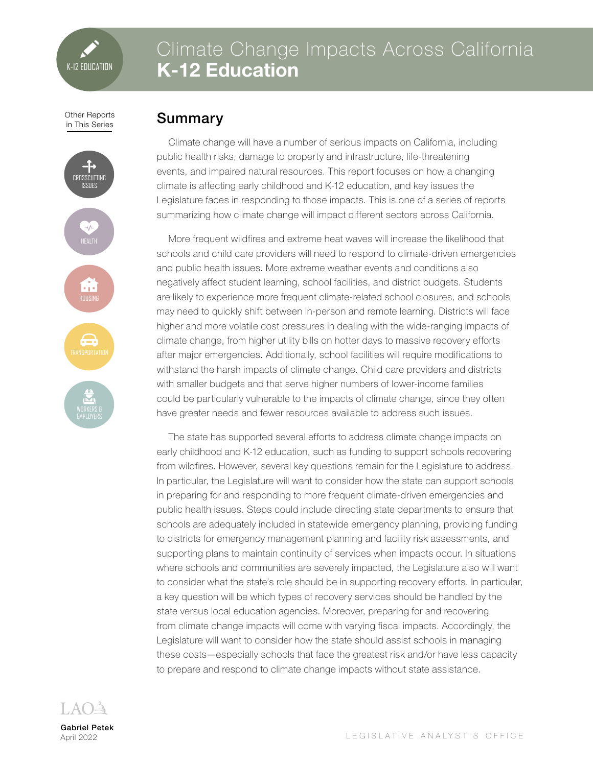# Climate Change Impacts Across California
# K-12 Education

Other Reports in This Series

- Crosscutting Issues
- Health
- Housing
- Transportation
- Workers & Employers

## Summary

Climate change will have a number of serious impacts on California, including public health risks, damage to property and infrastructure, life-threatening events, and impaired natural resources. This report focuses on how a changing climate is affecting early childhood and K-12 education, and key issues the Legislature faces in responding to those impacts. This is one of a series of reports summarizing how climate change will impact different sectors across California.

More frequent wildfires and extreme heat waves will increase the likelihood that schools and child care providers will need to respond to climate-driven emergencies and public health issues. More extreme weather events and conditions also negatively affect student learning, school facilities, and district budgets. Students are likely to experience more frequent climate-related school closures, and schools may need to quickly shift between in-person and remote learning. Districts will face higher and more volatile cost pressures in dealing with the wide-ranging impacts of climate change, from higher utility bills on hotter days to massive recovery efforts after major emergencies. Additionally, school facilities will require modifications to withstand the harsh impacts of climate change. Child care providers and districts with smaller budgets and that serve higher numbers of lower-income families could be particularly vulnerable to the impacts of climate change, since they often have greater needs and fewer resources available to address such issues.

The state has supported several efforts to address climate change impacts on early childhood and K-12 education, such as funding to support schools recovering from wildfires. However, several key questions remain for the Legislature to address. In particular, the Legislature will want to consider how the state can support schools in preparing for and responding to more frequent climate-driven emergencies and public health issues. Steps could include directing state departments to ensure that schools are adequately included in statewide emergency planning, providing funding to districts for emergency management planning and facility risk assessments, and supporting plans to maintain continuity of services when impacts occur. In situations where schools and communities are severely impacted, the Legislature also will want to consider what the state's role should be in supporting recovery efforts. In particular, a key question will be which types of recovery services should be handled by the state versus local education agencies. Moreover, preparing for and recovering from climate change impacts will come with varying fiscal impacts. Accordingly, the Legislature will want to consider how the state should assist schools in managing these costs—especially schools that face the greatest risk and/or have less capacity to prepare and respond to climate change impacts without state assistance.

LAO

**Gabriel Petek**
April 2022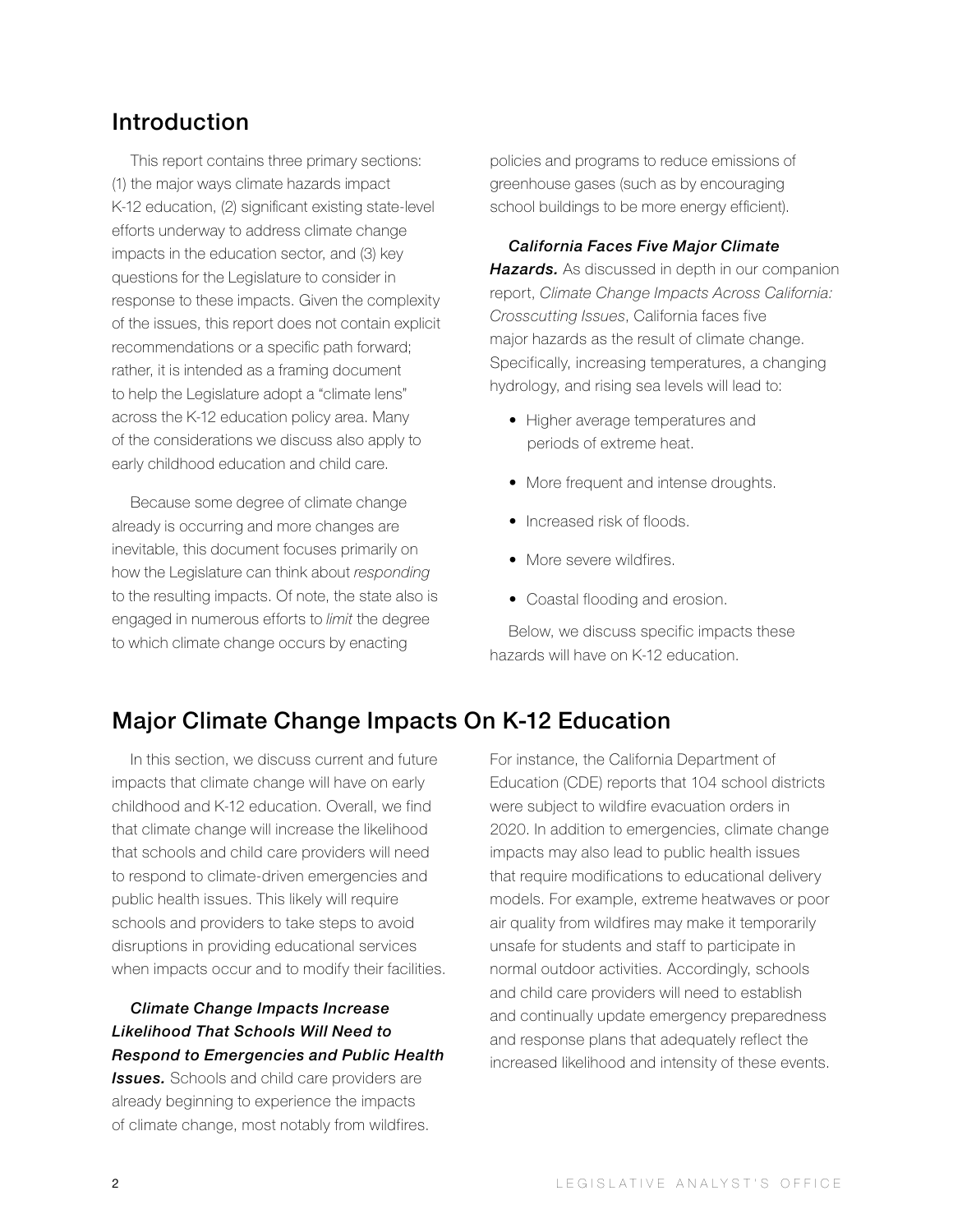## Introduction

This report contains three primary sections: (1) the major ways climate hazards impact K-12 education, (2) significant existing state-level efforts underway to address climate change impacts in the education sector, and (3) key questions for the Legislature to consider in response to these impacts. Given the complexity of the issues, this report does not contain explicit recommendations or a specific path forward; rather, it is intended as a framing document to help the Legislature adopt a "climate lens" across the K-12 education policy area. Many of the considerations we discuss also apply to early childhood education and child care.

Because some degree of climate change already is occurring and more changes are inevitable, this document focuses primarily on how the Legislature can think about *responding* to the resulting impacts. Of note, the state also is engaged in numerous efforts to *limit* the degree to which climate change occurs by enacting policies and programs to reduce emissions of greenhouse gases (such as by encouraging school buildings to be more energy efficient).

***California Faces Five Major Climate Hazards.*** As discussed in depth in our companion report, *Climate Change Impacts Across California: Crosscutting Issues*, California faces five major hazards as the result of climate change. Specifically, increasing temperatures, a changing hydrology, and rising sea levels will lead to:

- Higher average temperatures and periods of extreme heat.
- More frequent and intense droughts.
- Increased risk of floods.
- More severe wildfires.
- Coastal flooding and erosion.

Below, we discuss specific impacts these hazards will have on K-12 education.

## Major Climate Change Impacts On K-12 Education

In this section, we discuss current and future impacts that climate change will have on early childhood and K-12 education. Overall, we find that climate change will increase the likelihood that schools and child care providers will need to respond to climate-driven emergencies and public health issues. This likely will require schools and providers to take steps to avoid disruptions in providing educational services when impacts occur and to modify their facilities.

***Climate Change Impacts Increase Likelihood That Schools Will Need to Respond to Emergencies and Public Health Issues.*** Schools and child care providers are already beginning to experience the impacts of climate change, most notably from wildfires. For instance, the California Department of Education (CDE) reports that 104 school districts were subject to wildfire evacuation orders in 2020. In addition to emergencies, climate change impacts may also lead to public health issues that require modifications to educational delivery models. For example, extreme heatwaves or poor air quality from wildfires may make it temporarily unsafe for students and staff to participate in normal outdoor activities. Accordingly, schools and child care providers will need to establish and continually update emergency preparedness and response plans that adequately reflect the increased likelihood and intensity of these events.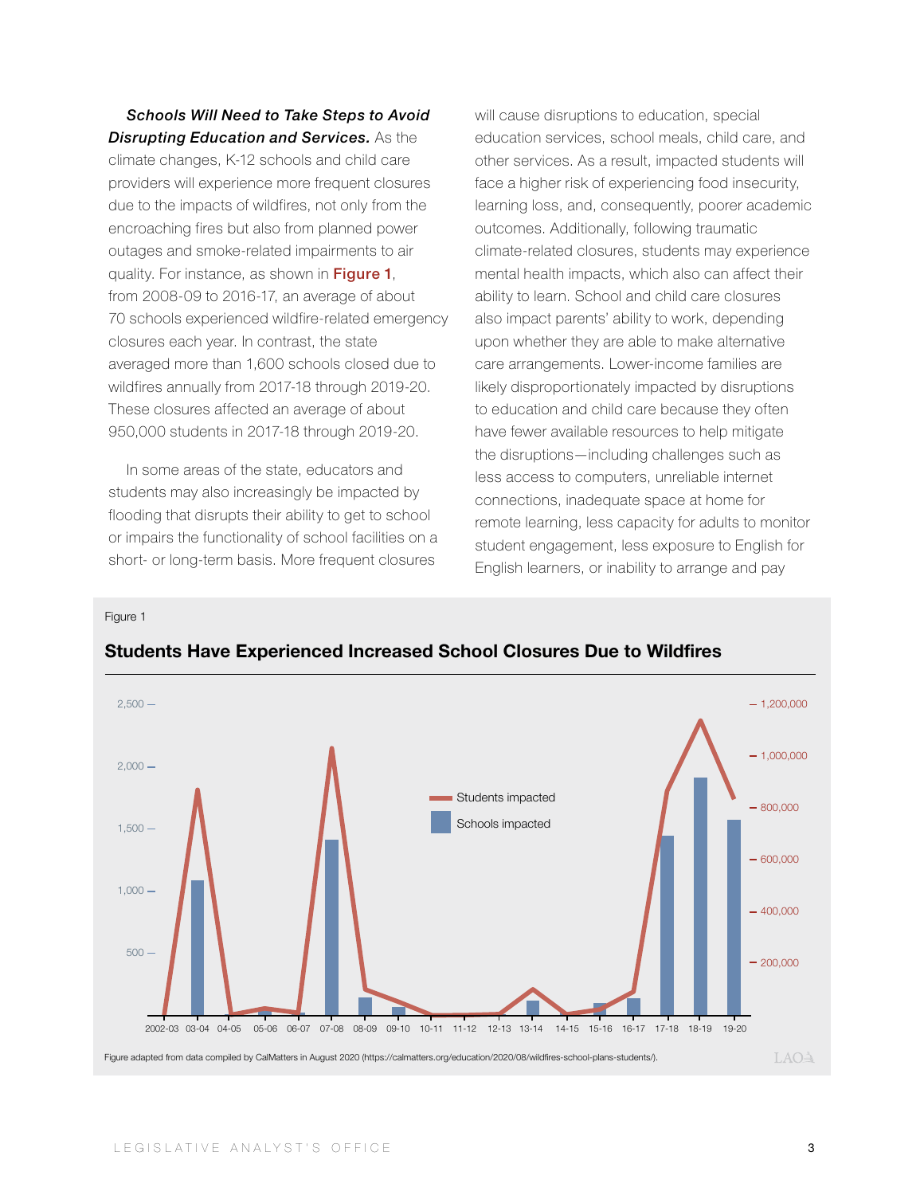***Schools Will Need to Take Steps to Avoid Disrupting Education and Services.*** As the climate changes, K-12 schools and child care providers will experience more frequent closures due to the impacts of wildfires, not only from the encroaching fires but also from planned power outages and smoke-related impairments to air quality. For instance, as shown in **Figure 1**, from 2008-09 to 2016-17, an average of about 70 schools experienced wildfire-related emergency closures each year. In contrast, the state averaged more than 1,600 schools closed due to wildfires annually from 2017-18 through 2019-20. These closures affected an average of about 950,000 students in 2017-18 through 2019-20.

In some areas of the state, educators and students may also increasingly be impacted by flooding that disrupts their ability to get to school or impairs the functionality of school facilities on a short- or long-term basis. More frequent closures will cause disruptions to education, special education services, school meals, child care, and other services. As a result, impacted students will face a higher risk of experiencing food insecurity, learning loss, and, consequently, poorer academic outcomes. Additionally, following traumatic climate-related closures, students may experience mental health impacts, which also can affect their ability to learn. School and child care closures also impact parents' ability to work, depending upon whether they are able to make alternative care arrangements. Lower-income families are likely disproportionately impacted by disruptions to education and child care because they often have fewer available resources to help mitigate the disruptions—including challenges such as less access to computers, unreliable internet connections, inadequate space at home for remote learning, less capacity for adults to monitor student engagement, less exposure to English for English learners, or inability to arrange and pay

Figure 1

**Students Have Experienced Increased School Closures Due to Wildfires**

Figure adapted from data compiled by CalMatters in August 2020 (https://calmatters.org/education/2020/08/wildfires-school-plans-students/).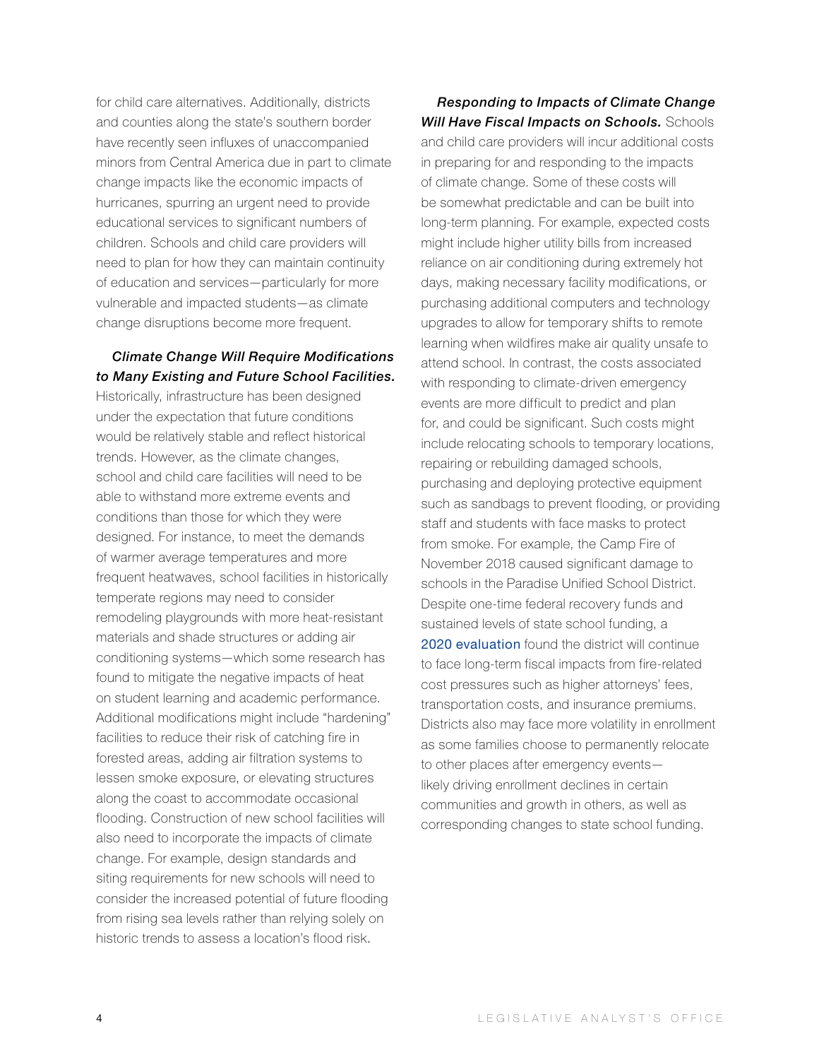for child care alternatives. Additionally, districts and counties along the state's southern border have recently seen influxes of unaccompanied minors from Central America due in part to climate change impacts like the economic impacts of hurricanes, spurring an urgent need to provide educational services to significant numbers of children. Schools and child care providers will need to plan for how they can maintain continuity of education and services—particularly for more vulnerable and impacted students—as climate change disruptions become more frequent.

***Climate Change Will Require Modifications to Many Existing and Future School Facilities.*** Historically, infrastructure has been designed under the expectation that future conditions would be relatively stable and reflect historical trends. However, as the climate changes, school and child care facilities will need to be able to withstand more extreme events and conditions than those for which they were designed. For instance, to meet the demands of warmer average temperatures and more frequent heatwaves, school facilities in historically temperate regions may need to consider remodeling playgrounds with more heat-resistant materials and shade structures or adding air conditioning systems—which some research has found to mitigate the negative impacts of heat on student learning and academic performance. Additional modifications might include "hardening" facilities to reduce their risk of catching fire in forested areas, adding air filtration systems to lessen smoke exposure, or elevating structures along the coast to accommodate occasional flooding. Construction of new school facilities will also need to incorporate the impacts of climate change. For example, design standards and siting requirements for new schools will need to consider the increased potential of future flooding from rising sea levels rather than relying solely on historic trends to assess a location's flood risk.

***Responding to Impacts of Climate Change Will Have Fiscal Impacts on Schools.*** Schools and child care providers will incur additional costs in preparing for and responding to the impacts of climate change. Some of these costs will be somewhat predictable and can be built into long-term planning. For example, expected costs might include higher utility bills from increased reliance on air conditioning during extremely hot days, making necessary facility modifications, or purchasing additional computers and technology upgrades to allow for temporary shifts to remote learning when wildfires make air quality unsafe to attend school. In contrast, the costs associated with responding to climate-driven emergency events are more difficult to predict and plan for, and could be significant. Such costs might include relocating schools to temporary locations, repairing or rebuilding damaged schools, purchasing and deploying protective equipment such as sandbags to prevent flooding, or providing staff and students with face masks to protect from smoke. For example, the Camp Fire of November 2018 caused significant damage to schools in the Paradise Unified School District. Despite one-time federal recovery funds and sustained levels of state school funding, a 2020 evaluation found the district will continue to face long-term fiscal impacts from fire-related cost pressures such as higher attorneys' fees, transportation costs, and insurance premiums. Districts also may face more volatility in enrollment as some families choose to permanently relocate to other places after emergency events—likely driving enrollment declines in certain communities and growth in others, as well as corresponding changes to state school funding.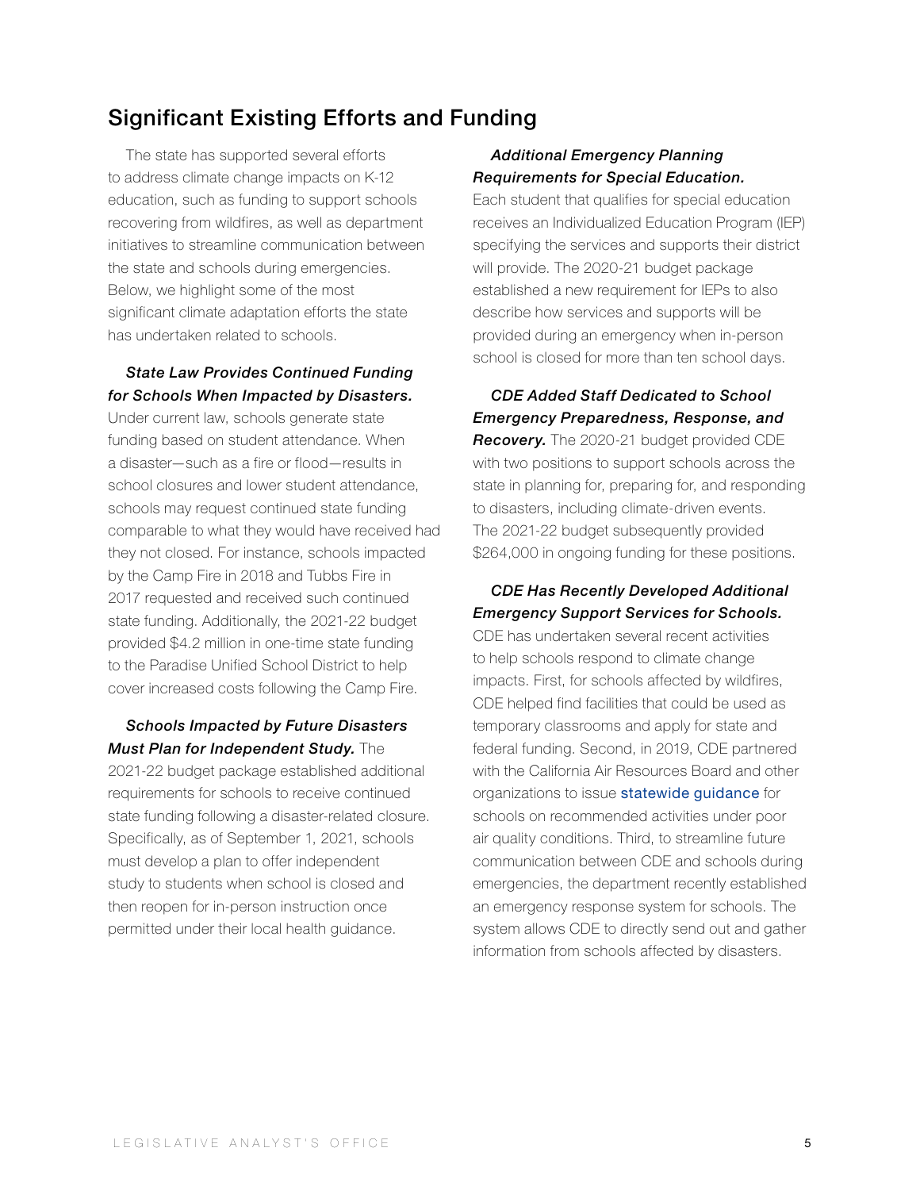## Significant Existing Efforts and Funding

The state has supported several efforts to address climate change impacts on K-12 education, such as funding to support schools recovering from wildfires, as well as department initiatives to streamline communication between the state and schools during emergencies. Below, we highlight some of the most significant climate adaptation efforts the state has undertaken related to schools.

***State Law Provides Continued Funding for Schools When Impacted by Disasters.*** Under current law, schools generate state funding based on student attendance. When a disaster—such as a fire or flood—results in school closures and lower student attendance, schools may request continued state funding comparable to what they would have received had they not closed. For instance, schools impacted by the Camp Fire in 2018 and Tubbs Fire in 2017 requested and received such continued state funding. Additionally, the 2021-22 budget provided $4.2 million in one-time state funding to the Paradise Unified School District to help cover increased costs following the Camp Fire.

***Schools Impacted by Future Disasters Must Plan for Independent Study.*** The 2021-22 budget package established additional requirements for schools to receive continued state funding following a disaster-related closure. Specifically, as of September 1, 2021, schools must develop a plan to offer independent study to students when school is closed and then reopen for in-person instruction once permitted under their local health guidance.

***Additional Emergency Planning Requirements for Special Education.*** Each student that qualifies for special education receives an Individualized Education Program (IEP) specifying the services and supports their district will provide. The 2020-21 budget package established a new requirement for IEPs to also describe how services and supports will be provided during an emergency when in-person school is closed for more than ten school days.

***CDE Added Staff Dedicated to School Emergency Preparedness, Response, and Recovery.*** The 2020-21 budget provided CDE with two positions to support schools across the state in planning for, preparing for, and responding to disasters, including climate-driven events. The 2021-22 budget subsequently provided $264,000 in ongoing funding for these positions.

***CDE Has Recently Developed Additional Emergency Support Services for Schools.*** CDE has undertaken several recent activities to help schools respond to climate change impacts. First, for schools affected by wildfires, CDE helped find facilities that could be used as temporary classrooms and apply for state and federal funding. Second, in 2019, CDE partnered with the California Air Resources Board and other organizations to issue statewide guidance for schools on recommended activities under poor air quality conditions. Third, to streamline future communication between CDE and schools during emergencies, the department recently established an emergency response system for schools. The system allows CDE to directly send out and gather information from schools affected by disasters.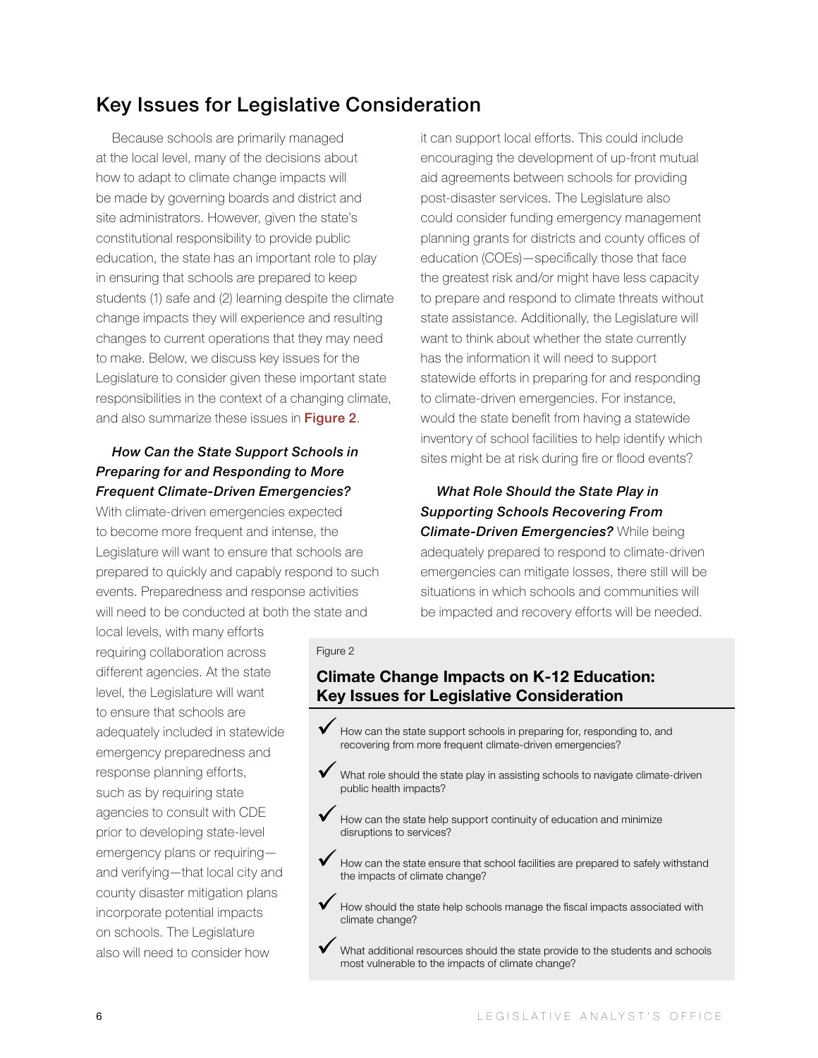## Key Issues for Legislative Consideration

Because schools are primarily managed at the local level, many of the decisions about how to adapt to climate change impacts will be made by governing boards and district and site administrators. However, given the state's constitutional responsibility to provide public education, the state has an important role to play in ensuring that schools are prepared to keep students (1) safe and (2) learning despite the climate change impacts they will experience and resulting changes to current operations that they may need to make. Below, we discuss key issues for the Legislature to consider given these important state responsibilities in the context of a changing climate, and also summarize these issues in Figure 2.

***How Can the State Support Schools in Preparing for and Responding to More Frequent Climate-Driven Emergencies?*** With climate-driven emergencies expected to become more frequent and intense, the Legislature will want to ensure that schools are prepared to quickly and capably respond to such events. Preparedness and response activities will need to be conducted at both the state and local levels, with many efforts requiring collaboration across different agencies. At the state level, the Legislature will want to ensure that schools are adequately included in statewide emergency preparedness and response planning efforts, such as by requiring state agencies to consult with CDE prior to developing state-level emergency plans or requiring—and verifying—that local city and county disaster mitigation plans incorporate potential impacts on schools. The Legislature also will need to consider how it can support local efforts. This could include encouraging the development of up-front mutual aid agreements between schools for providing post-disaster services. The Legislature also could consider funding emergency management planning grants for districts and county offices of education (COEs)—specifically those that face the greatest risk and/or might have less capacity to prepare and respond to climate threats without state assistance. Additionally, the Legislature will want to think about whether the state currently has the information it will need to support statewide efforts in preparing for and responding to climate-driven emergencies. For instance, would the state benefit from having a statewide inventory of school facilities to help identify which sites might be at risk during fire or flood events?

***What Role Should the State Play in Supporting Schools Recovering From Climate-Driven Emergencies?*** While being adequately prepared to respond to climate-driven emergencies can mitigate losses, there still will be situations in which schools and communities will be impacted and recovery efforts will be needed.

Figure 2

**Climate Change Impacts on K-12 Education: Key Issues for Legislative Consideration**

- ✓ How can the state support schools in preparing for, responding to, and recovering from more frequent climate-driven emergencies?
- ✓ What role should the state play in assisting schools to navigate climate-driven public health impacts?
- ✓ How can the state help support continuity of education and minimize disruptions to services?
- ✓ How can the state ensure that school facilities are prepared to safely withstand the impacts of climate change?
- ✓ How should the state help schools manage the fiscal impacts associated with climate change?
- ✓ What additional resources should the state provide to the students and schools most vulnerable to the impacts of climate change?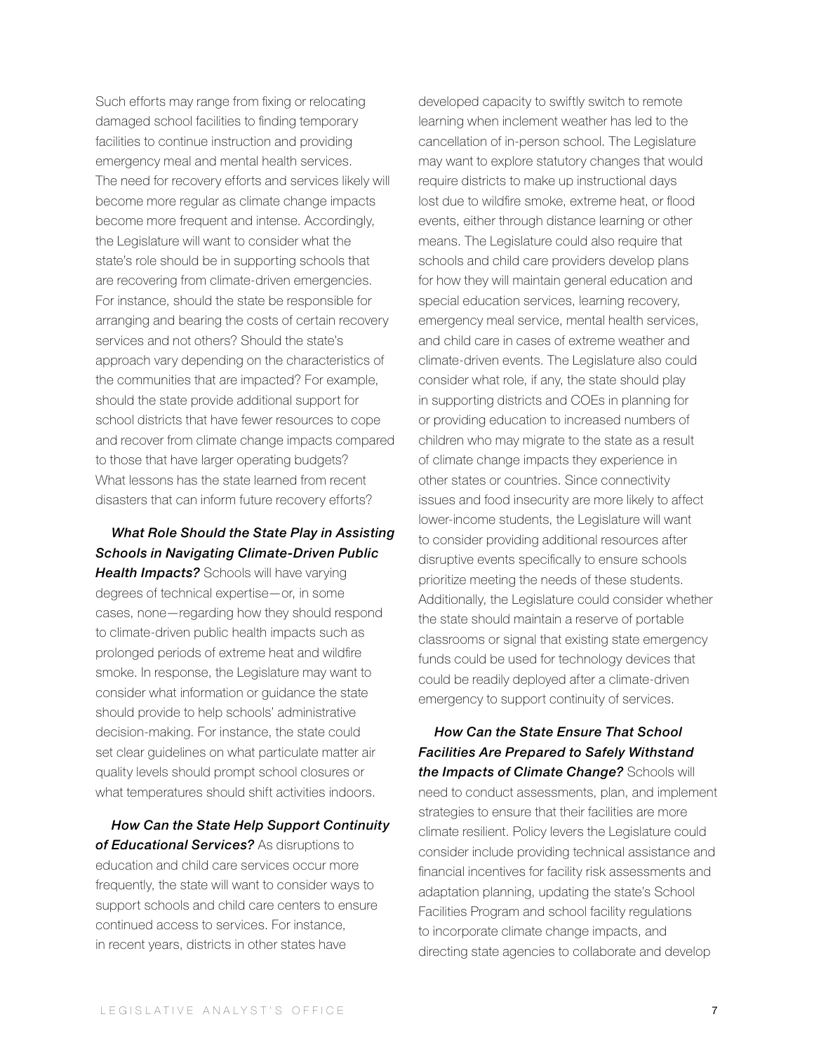Such efforts may range from fixing or relocating damaged school facilities to finding temporary facilities to continue instruction and providing emergency meal and mental health services. The need for recovery efforts and services likely will become more regular as climate change impacts become more frequent and intense. Accordingly, the Legislature will want to consider what the state's role should be in supporting schools that are recovering from climate-driven emergencies. For instance, should the state be responsible for arranging and bearing the costs of certain recovery services and not others? Should the state's approach vary depending on the characteristics of the communities that are impacted? For example, should the state provide additional support for school districts that have fewer resources to cope and recover from climate change impacts compared to those that have larger operating budgets? What lessons has the state learned from recent disasters that can inform future recovery efforts?

***What Role Should the State Play in Assisting Schools in Navigating Climate-Driven Public Health Impacts?*** Schools will have varying degrees of technical expertise—or, in some cases, none—regarding how they should respond to climate-driven public health impacts such as prolonged periods of extreme heat and wildfire smoke. In response, the Legislature may want to consider what information or guidance the state should provide to help schools' administrative decision-making. For instance, the state could set clear guidelines on what particulate matter air quality levels should prompt school closures or what temperatures should shift activities indoors.

***How Can the State Help Support Continuity of Educational Services?*** As disruptions to education and child care services occur more frequently, the state will want to consider ways to support schools and child care centers to ensure continued access to services. For instance, in recent years, districts in other states have developed capacity to swiftly switch to remote learning when inclement weather has led to the cancellation of in-person school. The Legislature may want to explore statutory changes that would require districts to make up instructional days lost due to wildfire smoke, extreme heat, or flood events, either through distance learning or other means. The Legislature could also require that schools and child care providers develop plans for how they will maintain general education and special education services, learning recovery, emergency meal service, mental health services, and child care in cases of extreme weather and climate-driven events. The Legislature also could consider what role, if any, the state should play in supporting districts and COEs in planning for or providing education to increased numbers of children who may migrate to the state as a result of climate change impacts they experience in other states or countries. Since connectivity issues and food insecurity are more likely to affect lower-income students, the Legislature will want to consider providing additional resources after disruptive events specifically to ensure schools prioritize meeting the needs of these students. Additionally, the Legislature could consider whether the state should maintain a reserve of portable classrooms or signal that existing state emergency funds could be used for technology devices that could be readily deployed after a climate-driven emergency to support continuity of services.

***How Can the State Ensure That School Facilities Are Prepared to Safely Withstand the Impacts of Climate Change?*** Schools will need to conduct assessments, plan, and implement strategies to ensure that their facilities are more climate resilient. Policy levers the Legislature could consider include providing technical assistance and financial incentives for facility risk assessments and adaptation planning, updating the state's School Facilities Program and school facility regulations to incorporate climate change impacts, and directing state agencies to collaborate and develop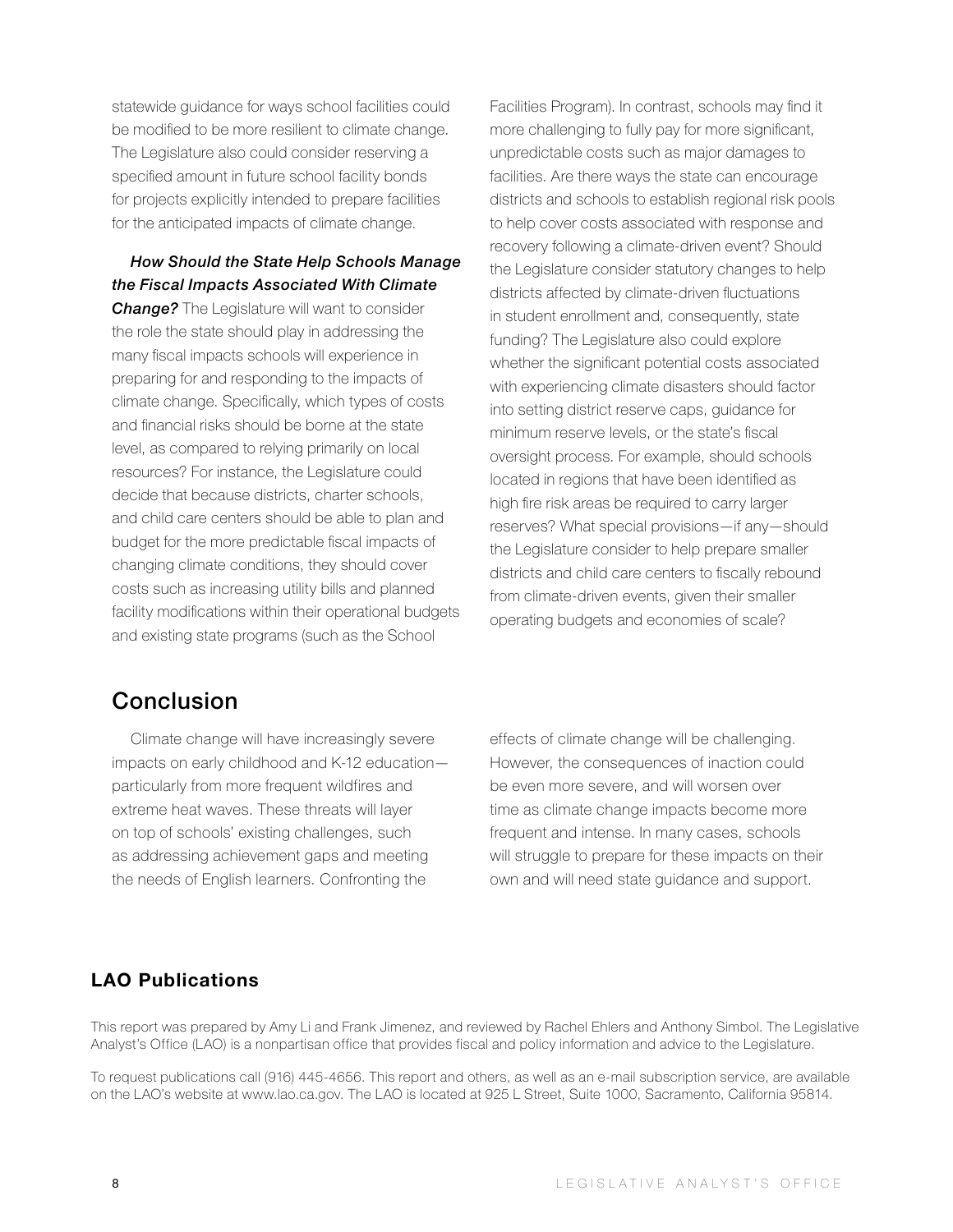statewide guidance for ways school facilities could be modified to be more resilient to climate change. The Legislature also could consider reserving a specified amount in future school facility bonds for projects explicitly intended to prepare facilities for the anticipated impacts of climate change.

***How Should the State Help Schools Manage the Fiscal Impacts Associated With Climate Change?*** The Legislature will want to consider the role the state should play in addressing the many fiscal impacts schools will experience in preparing for and responding to the impacts of climate change. Specifically, which types of costs and financial risks should be borne at the state level, as compared to relying primarily on local resources? For instance, the Legislature could decide that because districts, charter schools, and child care centers should be able to plan and budget for the more predictable fiscal impacts of changing climate conditions, they should cover costs such as increasing utility bills and planned facility modifications within their operational budgets and existing state programs (such as the School Facilities Program). In contrast, schools may find it more challenging to fully pay for more significant, unpredictable costs such as major damages to facilities. Are there ways the state can encourage districts and schools to establish regional risk pools to help cover costs associated with response and recovery following a climate-driven event? Should the Legislature consider statutory changes to help districts affected by climate-driven fluctuations in student enrollment and, consequently, state funding? The Legislature also could explore whether the significant potential costs associated with experiencing climate disasters should factor into setting district reserve caps, guidance for minimum reserve levels, or the state's fiscal oversight process. For example, should schools located in regions that have been identified as high fire risk areas be required to carry larger reserves? What special provisions—if any—should the Legislature consider to help prepare smaller districts and child care centers to fiscally rebound from climate-driven events, given their smaller operating budgets and economies of scale?

## Conclusion

Climate change will have increasingly severe impacts on early childhood and K-12 education—particularly from more frequent wildfires and extreme heat waves. These threats will layer on top of schools' existing challenges, such as addressing achievement gaps and meeting the needs of English learners. Confronting the effects of climate change will be challenging. However, the consequences of inaction could be even more severe, and will worsen over time as climate change impacts become more frequent and intense. In many cases, schools will struggle to prepare for these impacts on their own and will need state guidance and support.

### LAO Publications

This report was prepared by Amy Li and Frank Jimenez, and reviewed by Rachel Ehlers and Anthony Simbol. The Legislative Analyst's Office (LAO) is a nonpartisan office that provides fiscal and policy information and advice to the Legislature.

To request publications call (916) 445-4656. This report and others, as well as an e-mail subscription service, are available on the LAO's website at www.lao.ca.gov. The LAO is located at 925 L Street, Suite 1000, Sacramento, California 95814.